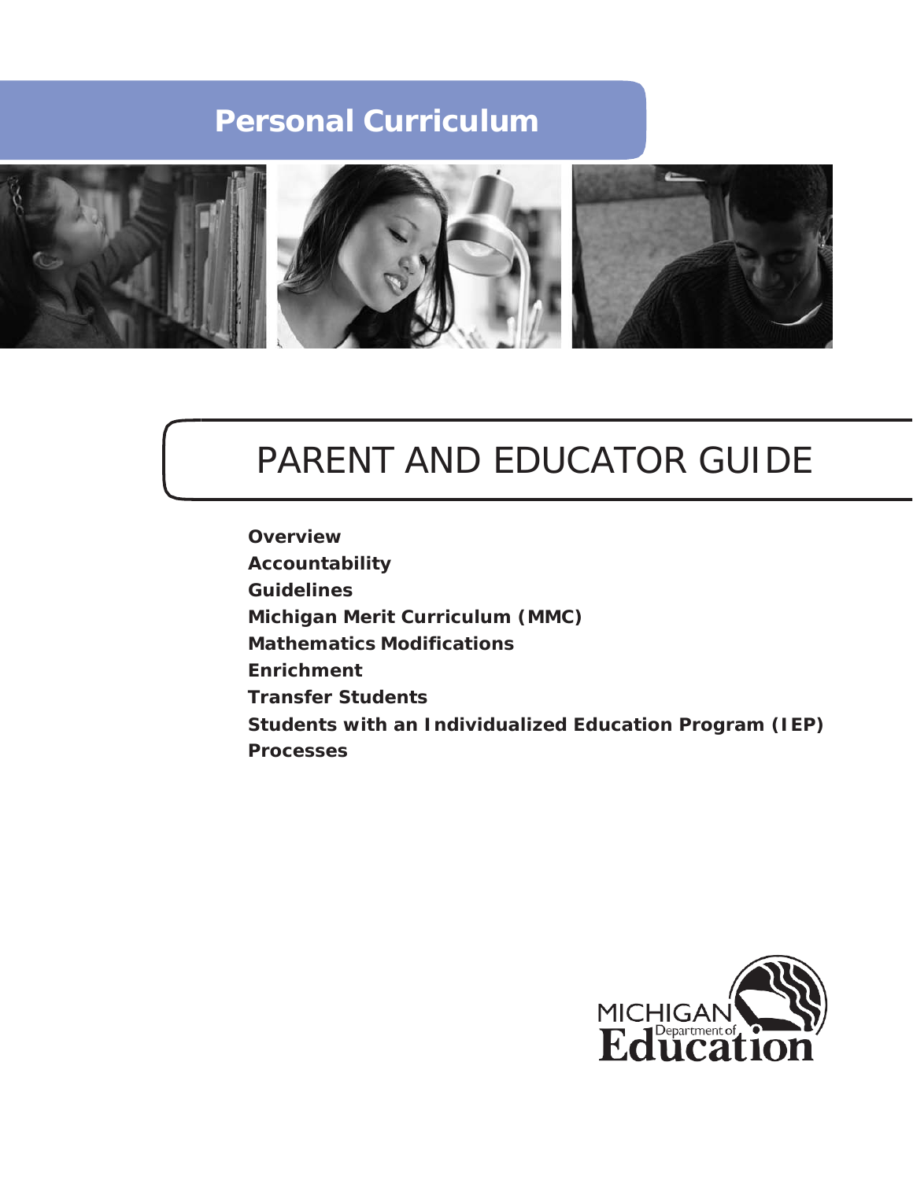# Personal Curriculum

# PARENT AND EDUCATOR GUIDE

**Overview**
**Accountability**
**Guidelines**
**Michigan Merit Curriculum (MMC)**
**Mathematics Modifications**
**Enrichment**
**Transfer Students**
**Students with an Individualized Education Program (IEP)**
**Processes**

MICHIGAN Department of Education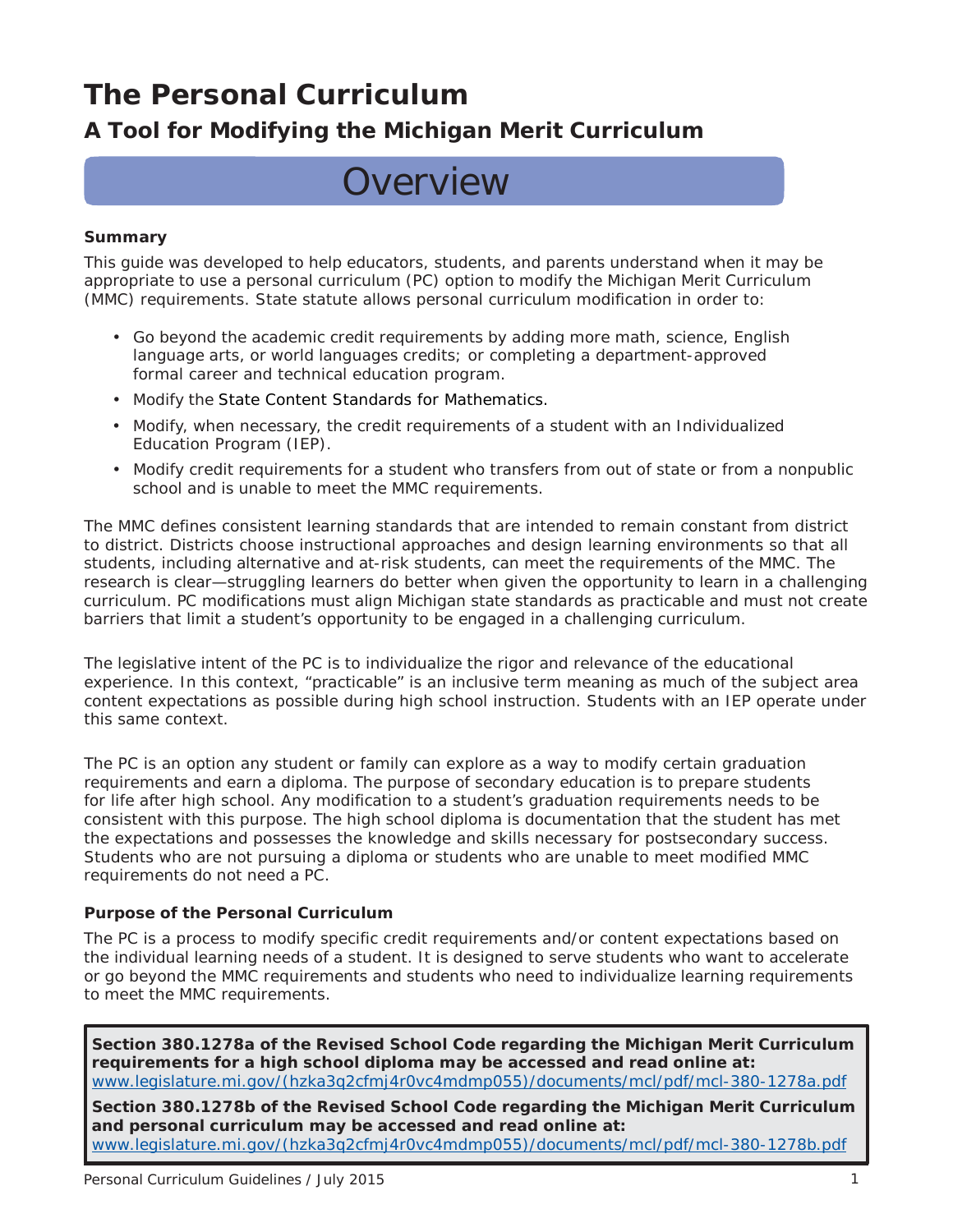# The Personal Curriculum

## A Tool for Modifying the Michigan Merit Curriculum

## Overview

**Summary**

This guide was developed to help educators, students, and parents understand when it may be appropriate to use a personal curriculum (PC) option to modify the Michigan Merit Curriculum (MMC) requirements. State statute allows personal curriculum modification in order to:

- Go beyond the academic credit requirements by adding more math, science, English language arts, or world languages credits; or completing a department-approved formal career and technical education program.
- Modify the State Content Standards for Mathematics.
- Modify, when necessary, the credit requirements of a student with an Individualized Education Program (IEP).
- Modify credit requirements for a student who transfers from out of state or from a nonpublic school and is unable to meet the MMC requirements.

The MMC defines consistent learning standards that are intended to remain constant from district to district. Districts choose instructional approaches and design learning environments so that all students, including alternative and at-risk students, can meet the requirements of the MMC. The research is clear—struggling learners do better when given the opportunity to learn in a challenging curriculum. PC modifications must align Michigan state standards as practicable and must not create barriers that limit a student's opportunity to be engaged in a challenging curriculum.

The legislative intent of the PC is to individualize the rigor and relevance of the educational experience. In this context, "practicable" is an inclusive term meaning as much of the subject area content expectations as possible during high school instruction. Students with an IEP operate under this same context.

The PC is an option any student or family can explore as a way to modify certain graduation requirements and earn a diploma. The purpose of secondary education is to prepare students for life after high school. Any modification to a student's graduation requirements needs to be consistent with this purpose. The high school diploma is documentation that the student has met the expectations and possesses the knowledge and skills necessary for postsecondary success. Students who are not pursuing a diploma or students who are unable to meet modified MMC requirements do not need a PC.

**Purpose of the Personal Curriculum**

The PC is a process to modify specific credit requirements and/or content expectations based on the individual learning needs of a student. It is designed to serve students who want to accelerate or go beyond the MMC requirements and students who need to individualize learning requirements to meet the MMC requirements.

**Section 380.1278a of the Revised School Code regarding the Michigan Merit Curriculum requirements for a high school diploma may be accessed and read online at:**
www.legislature.mi.gov/(hzka3q2cfmj4r0vc4mdmp055)/documents/mcl/pdf/mcl-380-1278a.pdf

**Section 380.1278b of the Revised School Code regarding the Michigan Merit Curriculum and personal curriculum may be accessed and read online at:**
www.legislature.mi.gov/(hzka3q2cfmj4r0vc4mdmp055)/documents/mcl/pdf/mcl-380-1278b.pdf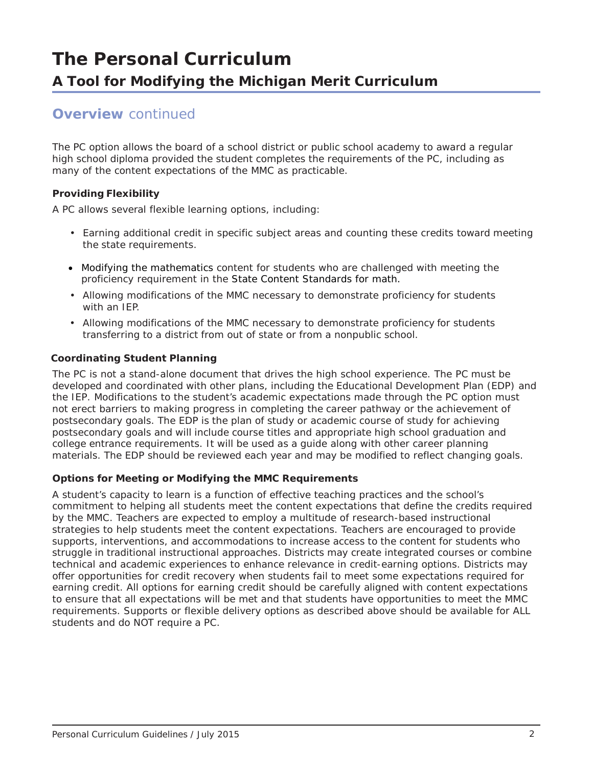# The Personal Curriculum

## A Tool for Modifying the Michigan Merit Curriculum

## **Overview** continued

The PC option allows the board of a school district or public school academy to award a regular high school diploma provided the student completes the requirements of the PC, including as many of the content expectations of the MMC as practicable.

### Providing Flexibility

A PC allows several flexible learning options, including:

- Earning additional credit in specific subject areas and counting these credits toward meeting the state requirements.
- Modifying the mathematics content for students who are challenged with meeting the proficiency requirement in the State Content Standards for math.
- Allowing modifications of the MMC necessary to demonstrate proficiency for students with an IEP.
- Allowing modifications of the MMC necessary to demonstrate proficiency for students transferring to a district from out of state or from a nonpublic school.

### Coordinating Student Planning

The PC is not a stand-alone document that drives the high school experience. The PC must be developed and coordinated with other plans, including the Educational Development Plan (EDP) and the IEP. Modifications to the student's academic expectations made through the PC option must not erect barriers to making progress in completing the career pathway or the achievement of postsecondary goals. The EDP is the plan of study or academic course of study for achieving postsecondary goals and will include course titles and appropriate high school graduation and college entrance requirements. It will be used as a guide along with other career planning materials. The EDP should be reviewed each year and may be modified to reflect changing goals.

### Options for Meeting or Modifying the MMC Requirements

A student's capacity to learn is a function of effective teaching practices and the school's commitment to helping all students meet the content expectations that define the credits required by the MMC. Teachers are expected to employ a multitude of research-based instructional strategies to help students meet the content expectations. Teachers are encouraged to provide supports, interventions, and accommodations to increase access to the content for students who struggle in traditional instructional approaches. Districts may create integrated courses or combine technical and academic experiences to enhance relevance in credit-earning options. Districts may offer opportunities for credit recovery when students fail to meet some expectations required for earning credit. All options for earning credit should be carefully aligned with content expectations to ensure that all expectations will be met and that students have opportunities to meet the MMC requirements. Supports or flexible delivery options as described above should be available for ALL students and do NOT require a PC.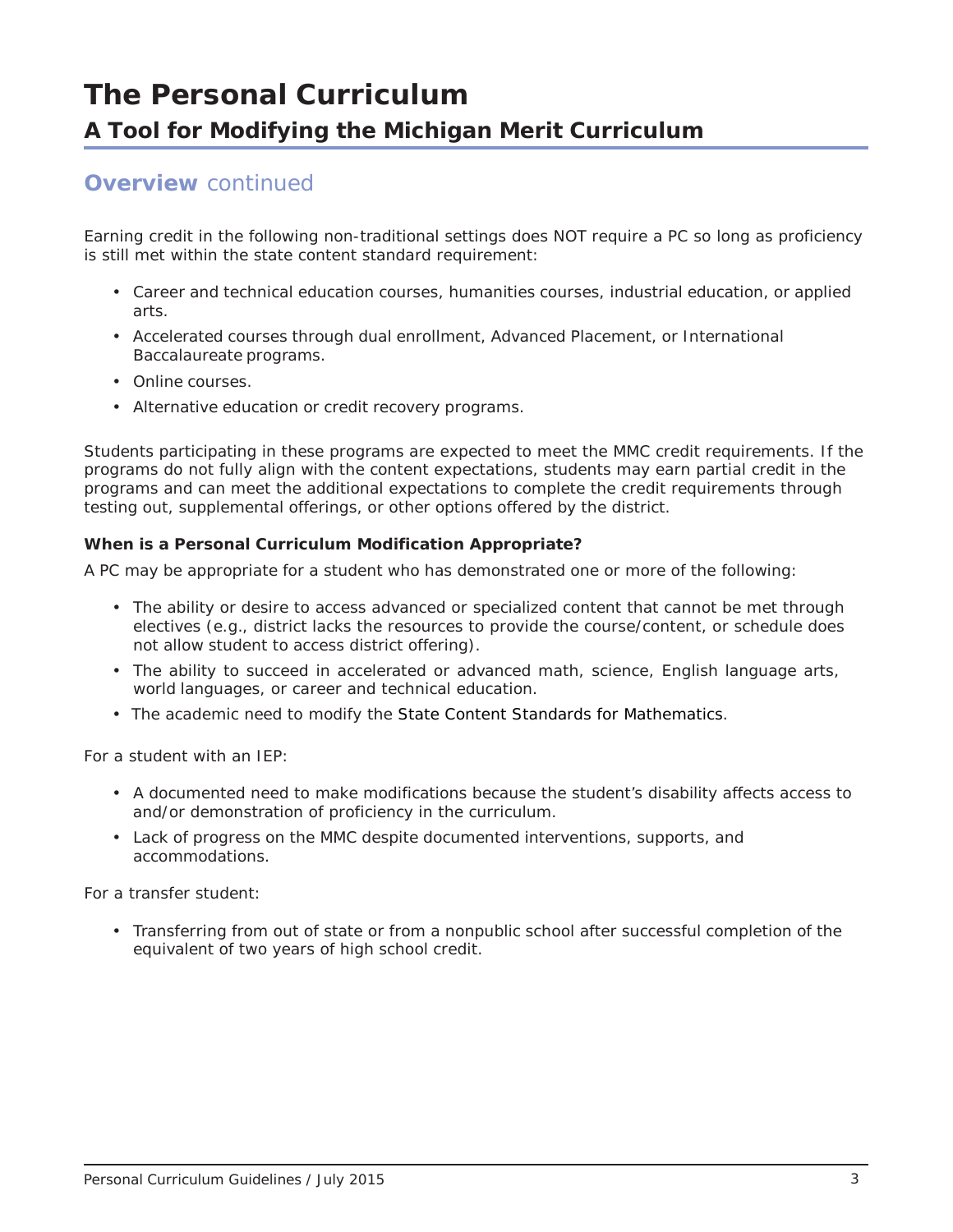# The Personal Curriculum

## A Tool for Modifying the Michigan Merit Curriculum

## **Overview** continued

Earning credit in the following non-traditional settings does NOT require a PC so long as proficiency is still met within the state content standard requirement:

- Career and technical education courses, humanities courses, industrial education, or applied arts.
- Accelerated courses through dual enrollment, Advanced Placement, or International Baccalaureate programs.
- Online courses.
- Alternative education or credit recovery programs.

Students participating in these programs are expected to meet the MMC credit requirements. If the programs do not fully align with the content expectations, students may earn partial credit in the programs and can meet the additional expectations to complete the credit requirements through testing out, supplemental offerings, or other options offered by the district.

**When is a Personal Curriculum Modification Appropriate?**

A PC may be appropriate for a student who has demonstrated one or more of the following:

- The ability or desire to access advanced or specialized content that cannot be met through electives (e.g., district lacks the resources to provide the course/content, or schedule does not allow student to access district offering).
- The ability to succeed in accelerated or advanced math, science, English language arts, world languages, or career and technical education.
- The academic need to modify the State Content Standards for Mathematics.

For a student with an IEP:

- A documented need to make modifications because the student's disability affects access to and/or demonstration of proficiency in the curriculum.
- Lack of progress on the MMC despite documented interventions, supports, and accommodations.

For a transfer student:

- Transferring from out of state or from a nonpublic school after successful completion of the equivalent of two years of high school credit.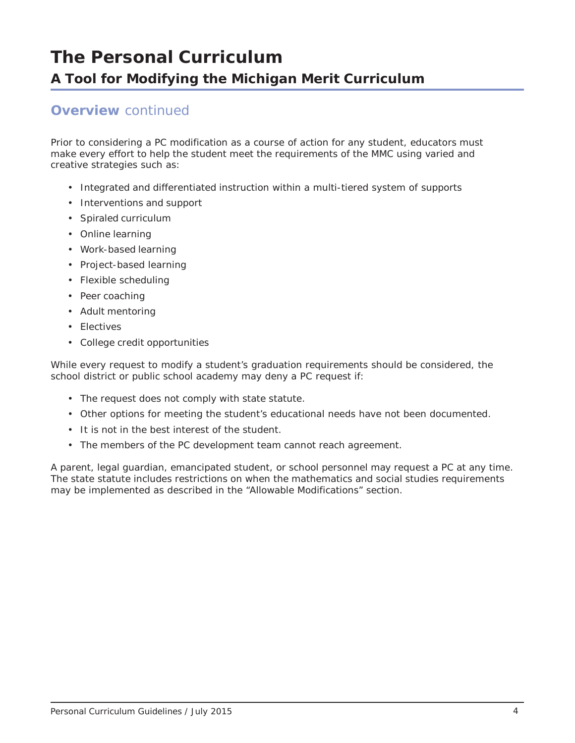# The Personal Curriculum

## A Tool for Modifying the Michigan Merit Curriculum

### **Overview** continued

Prior to considering a PC modification as a course of action for any student, educators must make every effort to help the student meet the requirements of the MMC using varied and creative strategies such as:

- Integrated and differentiated instruction within a multi-tiered system of supports
- Interventions and support
- Spiraled curriculum
- Online learning
- Work-based learning
- Project-based learning
- Flexible scheduling
- Peer coaching
- Adult mentoring
- Electives
- College credit opportunities

While every request to modify a student's graduation requirements should be considered, the school district or public school academy may deny a PC request if:

- The request does not comply with state statute.
- Other options for meeting the student's educational needs have not been documented.
- It is not in the best interest of the student.
- The members of the PC development team cannot reach agreement.

A parent, legal guardian, emancipated student, or school personnel may request a PC at any time. The state statute includes restrictions on when the mathematics and social studies requirements may be implemented as described in the "Allowable Modifications" section.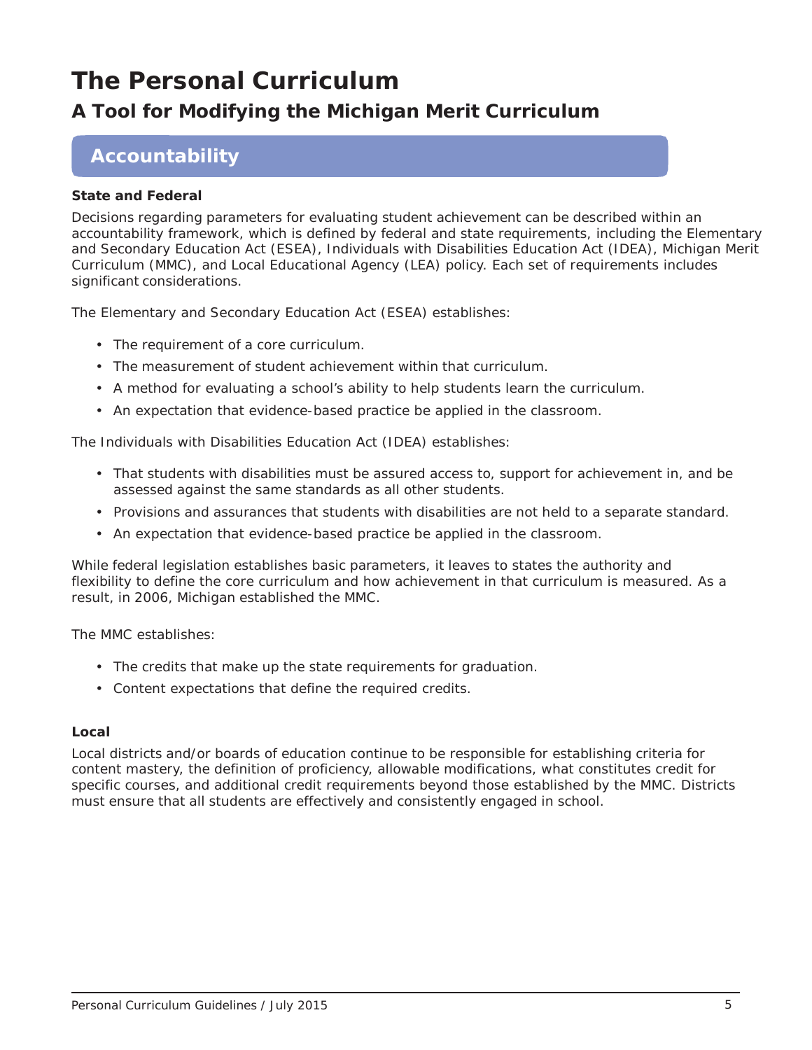# The Personal Curriculum

## A Tool for Modifying the Michigan Merit Curriculum

## Accountability

**State and Federal**

Decisions regarding parameters for evaluating student achievement can be described within an accountability framework, which is defined by federal and state requirements, including the Elementary and Secondary Education Act (ESEA), Individuals with Disabilities Education Act (IDEA), Michigan Merit Curriculum (MMC), and Local Educational Agency (LEA) policy. Each set of requirements includes significant considerations.

The Elementary and Secondary Education Act (ESEA) establishes:

- The requirement of a core curriculum.
- The measurement of student achievement within that curriculum.
- A method for evaluating a school's ability to help students learn the curriculum.
- An expectation that evidence-based practice be applied in the classroom.

The Individuals with Disabilities Education Act (IDEA) establishes:

- That students with disabilities must be assured access to, support for achievement in, and be assessed against the same standards as all other students.
- Provisions and assurances that students with disabilities are not held to a separate standard.
- An expectation that evidence-based practice be applied in the classroom.

While federal legislation establishes basic parameters, it leaves to states the authority and flexibility to define the core curriculum and how achievement in that curriculum is measured. As a result, in 2006, Michigan established the MMC.

The MMC establishes:

- The credits that make up the state requirements for graduation.
- Content expectations that define the required credits.

**Local**

Local districts and/or boards of education continue to be responsible for establishing criteria for content mastery, the definition of proficiency, allowable modifications, what constitutes credit for specific courses, and additional credit requirements beyond those established by the MMC. Districts must ensure that all students are effectively and consistently engaged in school.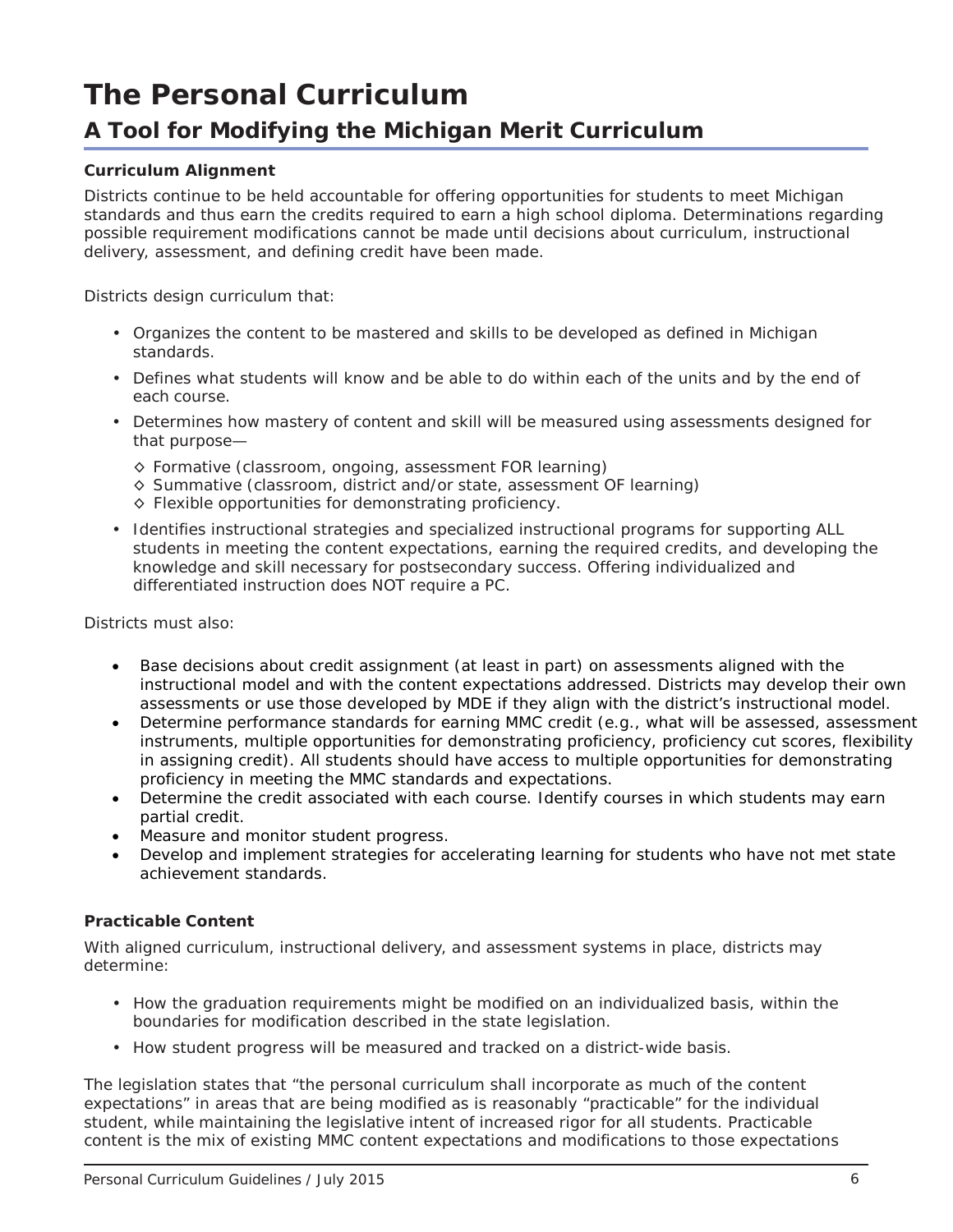# The Personal Curriculum

## A Tool for Modifying the Michigan Merit Curriculum

**Curriculum Alignment**

Districts continue to be held accountable for offering opportunities for students to meet Michigan standards and thus earn the credits required to earn a high school diploma. Determinations regarding possible requirement modifications cannot be made until decisions about curriculum, instructional delivery, assessment, and defining credit have been made.

Districts design curriculum that:

- Organizes the content to be mastered and skills to be developed as defined in Michigan standards.
- Defines what students will know and be able to do within each of the units and by the end of each course.
- Determines how mastery of content and skill will be measured using assessments designed for that purpose—
  - ◊ Formative (classroom, ongoing, assessment FOR learning)
  - ◊ Summative (classroom, district and/or state, assessment OF learning)
  - ◊ Flexible opportunities for demonstrating proficiency.
- Identifies instructional strategies and specialized instructional programs for supporting ALL students in meeting the content expectations, earning the required credits, and developing the knowledge and skill necessary for postsecondary success. Offering individualized and differentiated instruction does NOT require a PC.

Districts must also:

- Base decisions about credit assignment (at least in part) on assessments aligned with the instructional model and with the content expectations addressed. Districts may develop their own assessments or use those developed by MDE if they align with the district's instructional model.
- Determine performance standards for earning MMC credit (e.g., what will be assessed, assessment instruments, multiple opportunities for demonstrating proficiency, proficiency cut scores, flexibility in assigning credit). All students should have access to multiple opportunities for demonstrating proficiency in meeting the MMC standards and expectations.
- Determine the credit associated with each course. Identify courses in which students may earn partial credit.
- Measure and monitor student progress.
- Develop and implement strategies for accelerating learning for students who have not met state achievement standards.

**Practicable Content**

With aligned curriculum, instructional delivery, and assessment systems in place, districts may determine:

- How the graduation requirements might be modified on an individualized basis, within the boundaries for modification described in the state legislation.
- How student progress will be measured and tracked on a district-wide basis.

The legislation states that "the personal curriculum shall incorporate as much of the content expectations" in areas that are being modified as is reasonably "practicable" for the individual student, while maintaining the legislative intent of increased rigor for all students. Practicable content is the mix of existing MMC content expectations and modifications to those expectations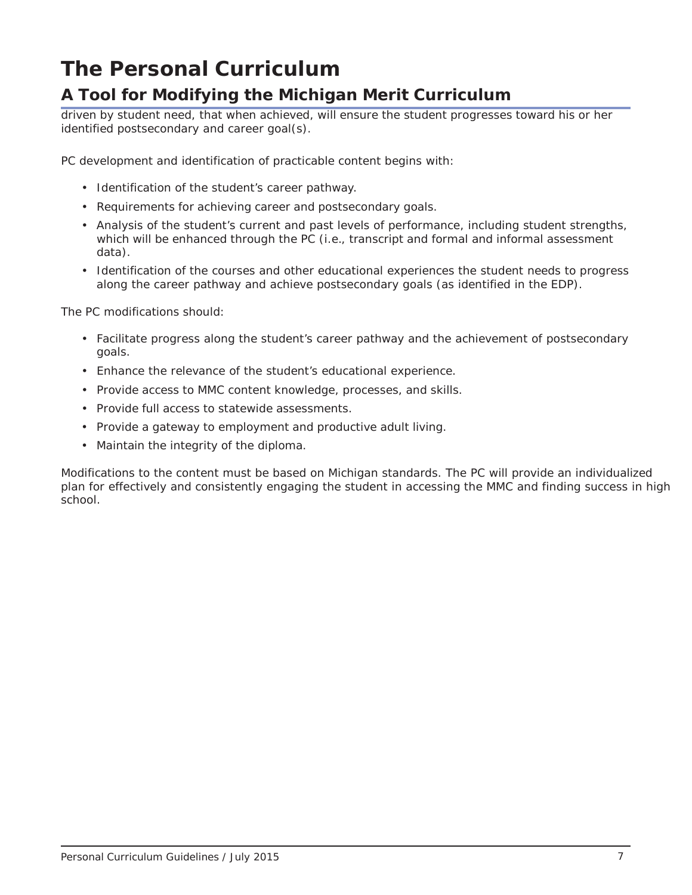# The Personal Curriculum

## A Tool for Modifying the Michigan Merit Curriculum

driven by student need, that when achieved, will ensure the student progresses toward his or her identified postsecondary and career goal(s).

PC development and identification of practicable content begins with:

- Identification of the student's career pathway.
- Requirements for achieving career and postsecondary goals.
- Analysis of the student's current and past levels of performance, including student strengths, which will be enhanced through the PC (i.e., transcript and formal and informal assessment data).
- Identification of the courses and other educational experiences the student needs to progress along the career pathway and achieve postsecondary goals (as identified in the EDP).

The PC modifications should:

- Facilitate progress along the student's career pathway and the achievement of postsecondary goals.
- Enhance the relevance of the student's educational experience.
- Provide access to MMC content knowledge, processes, and skills.
- Provide full access to statewide assessments.
- Provide a gateway to employment and productive adult living.
- Maintain the integrity of the diploma.

Modifications to the content must be based on Michigan standards. The PC will provide an individualized plan for effectively and consistently engaging the student in accessing the MMC and finding success in high school.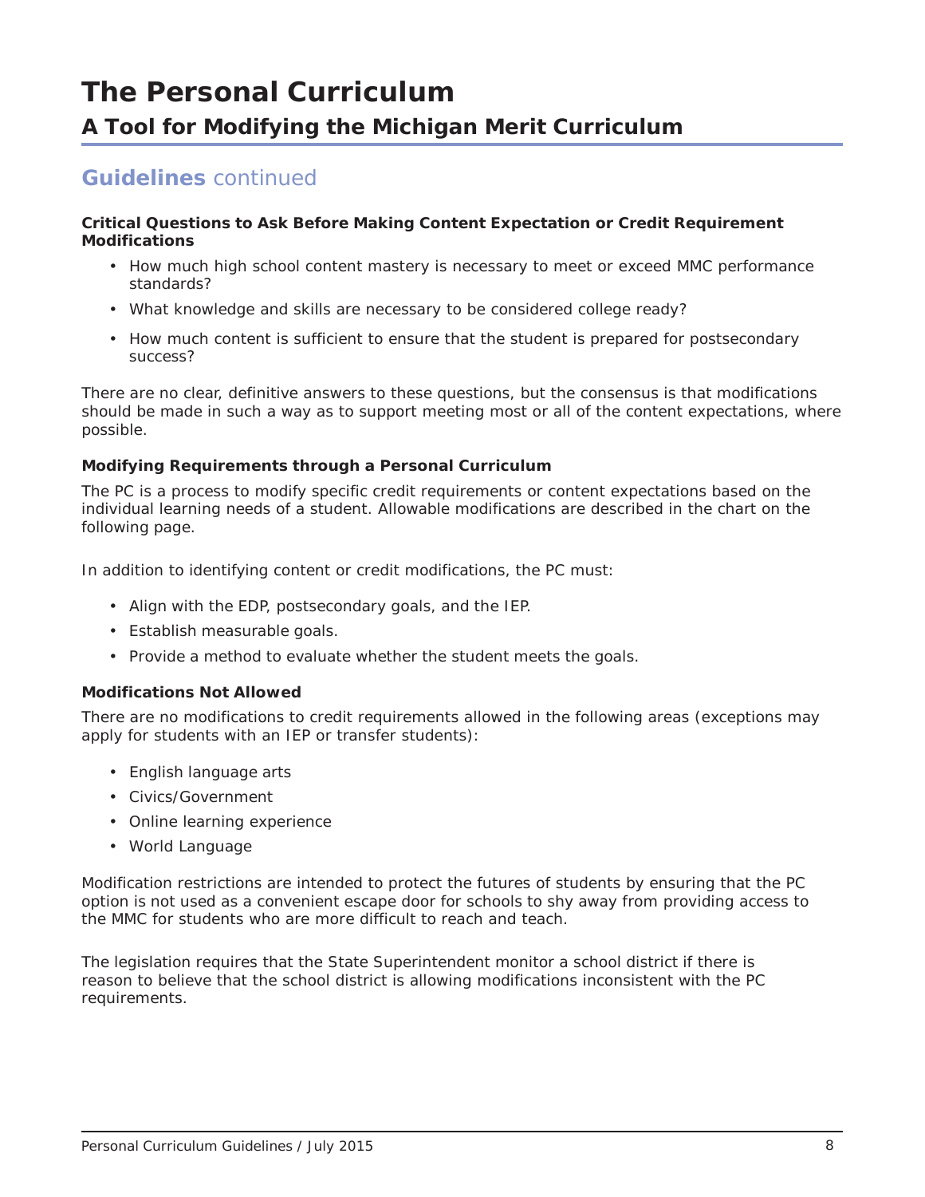# The Personal Curriculum

## A Tool for Modifying the Michigan Merit Curriculum

## Guidelines continued

**Critical Questions to Ask Before Making Content Expectation or Credit Requirement Modifications**

- How much high school content mastery is necessary to meet or exceed MMC performance standards?
- What knowledge and skills are necessary to be considered college ready?
- How much content is sufficient to ensure that the student is prepared for postsecondary success?

There are no clear, definitive answers to these questions, but the consensus is that modifications should be made in such a way as to support meeting most or all of the content expectations, where possible.

**Modifying Requirements through a Personal Curriculum**

The PC is a process to modify specific credit requirements or content expectations based on the individual learning needs of a student. Allowable modifications are described in the chart on the following page.

In addition to identifying content or credit modifications, the PC must:

- Align with the EDP, postsecondary goals, and the IEP.
- Establish measurable goals.
- Provide a method to evaluate whether the student meets the goals.

**Modifications Not Allowed**

There are no modifications to credit requirements allowed in the following areas (exceptions may apply for students with an IEP or transfer students):

- English language arts
- Civics/Government
- Online learning experience
- World Language

Modification restrictions are intended to protect the futures of students by ensuring that the PC option is not used as a convenient escape door for schools to shy away from providing access to the MMC for students who are more difficult to reach and teach.

The legislation requires that the State Superintendent monitor a school district if there is reason to believe that the school district is allowing modifications inconsistent with the PC requirements.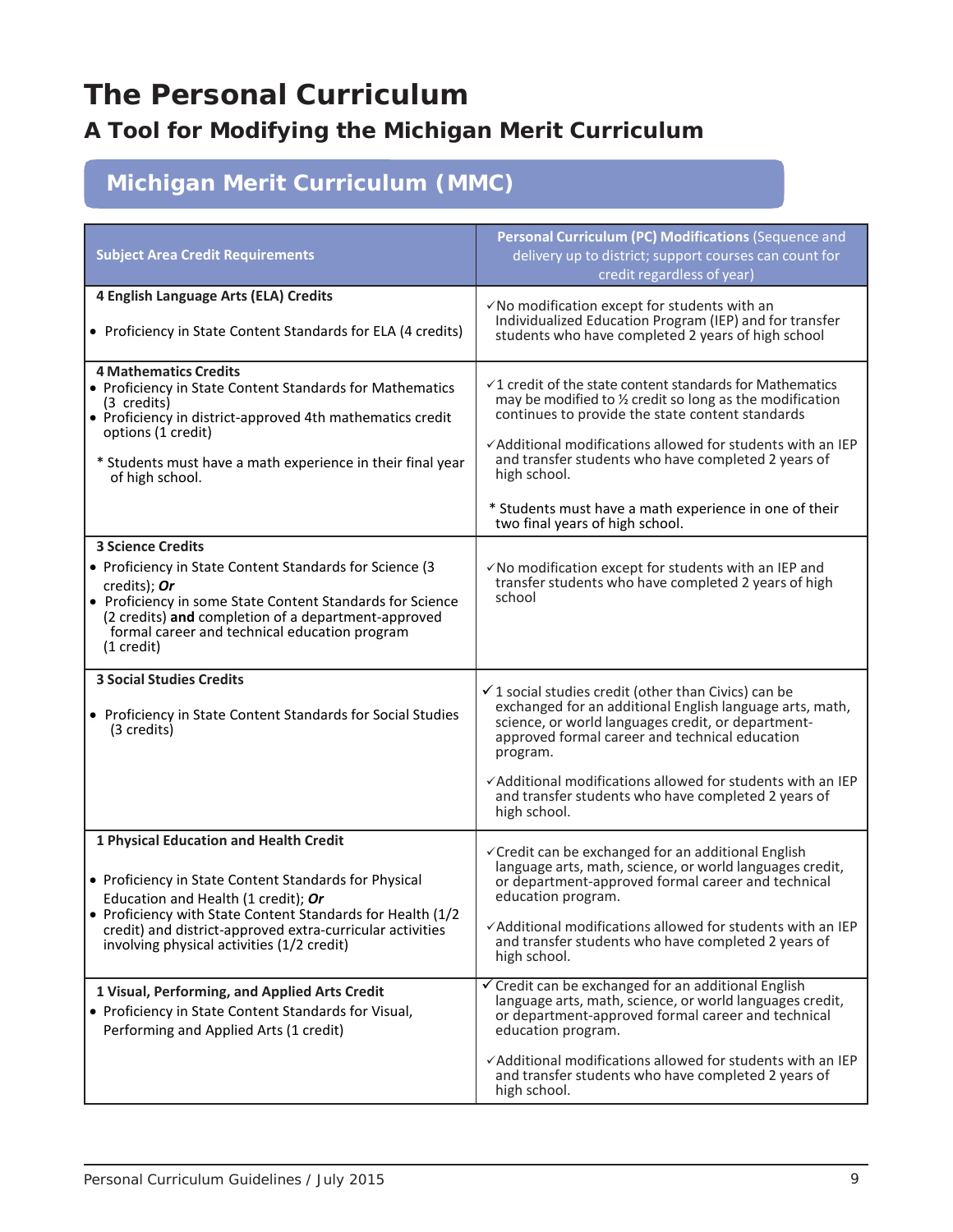# The Personal Curriculum

## A Tool for Modifying the Michigan Merit Curriculum

### Michigan Merit Curriculum (MMC)

| Subject Area Credit Requirements | **Personal Curriculum (PC) Modifications** (Sequence and delivery up to district; support courses can count for credit regardless of year) |
|---|---|
| **4 English Language Arts (ELA) Credits**<br><br>• Proficiency in State Content Standards for ELA (4 credits) | ✓No modification except for students with an Individualized Education Program (IEP) and for transfer students who have completed 2 years of high school |
| **4 Mathematics Credits**<br>• Proficiency in State Content Standards for Mathematics (3 credits)<br>• Proficiency in district-approved 4th mathematics credit options (1 credit)<br><br>* Students must have a math experience in their final year of high school. | ✓1 credit of the state content standards for Mathematics may be modified to ½ credit so long as the modification continues to provide the state content standards<br><br>✓Additional modifications allowed for students with an IEP and transfer students who have completed 2 years of high school.<br><br>* Students must have a math experience in one of their two final years of high school. |
| **3 Science Credits**<br>• Proficiency in State Content Standards for Science (3 credits); ***Or***<br>• Proficiency in some State Content Standards for Science (2 credits) **and** completion of a department-approved formal career and technical education program (1 credit) | ✓No modification except for students with an IEP and transfer students who have completed 2 years of high school |
| **3 Social Studies Credits**<br><br>• Proficiency in State Content Standards for Social Studies (3 credits) | ✓1 social studies credit (other than Civics) can be exchanged for an additional English language arts, math, science, or world languages credit, or department-approved formal career and technical education program.<br><br>✓Additional modifications allowed for students with an IEP and transfer students who have completed 2 years of high school. |
| **1 Physical Education and Health Credit**<br><br>• Proficiency in State Content Standards for Physical Education and Health (1 credit); ***Or***<br>• Proficiency with State Content Standards for Health (1/2 credit) and district-approved extra-curricular activities involving physical activities (1/2 credit) | ✓Credit can be exchanged for an additional English language arts, math, science, or world languages credit, or department-approved formal career and technical education program.<br><br>✓Additional modifications allowed for students with an IEP and transfer students who have completed 2 years of high school. |
| **1 Visual, Performing, and Applied Arts Credit**<br>• Proficiency in State Content Standards for Visual, Performing and Applied Arts (1 credit) | ✓Credit can be exchanged for an additional English language arts, math, science, or world languages credit, or department-approved formal career and technical education program.<br><br>✓Additional modifications allowed for students with an IEP and transfer students who have completed 2 years of high school. |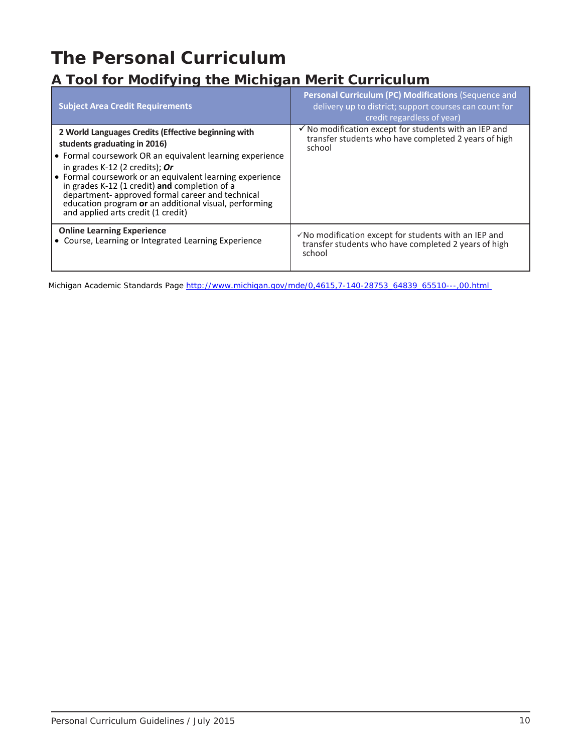# The Personal Curriculum

## A Tool for Modifying the Michigan Merit Curriculum

| Subject Area Credit Requirements | **Personal Curriculum (PC) Modifications** (Sequence and delivery up to district; support courses can count for credit regardless of year) |
| --- | --- |
| **2 World Languages Credits (Effective beginning with students graduating in 2016)**<br>• Formal coursework OR an equivalent learning experience in grades K-12 (2 credits); ***Or***<br>• Formal coursework or an equivalent learning experience in grades K-12 (1 credit) **and** completion of a department- approved formal career and technical education program **or** an additional visual, performing and applied arts credit (1 credit) | ✓ No modification except for students with an IEP and transfer students who have completed 2 years of high school |
| **Online Learning Experience**<br>• Course, Learning or Integrated Learning Experience | ✓No modification except for students with an IEP and transfer students who have completed 2 years of high school |

Michigan Academic Standards Page http://www.michigan.gov/mde/0,4615,7-140-28753_64839_65510---,00.html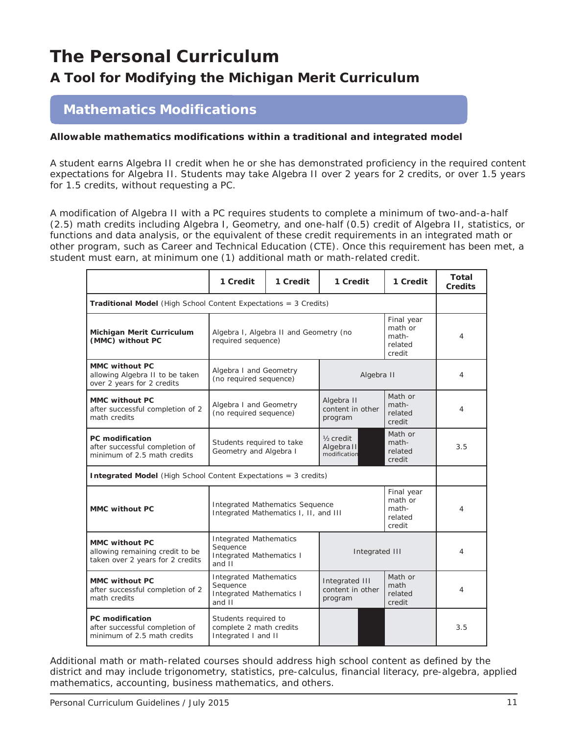# The Personal Curriculum

## A Tool for Modifying the Michigan Merit Curriculum

### Mathematics Modifications

**Allowable mathematics modifications within a traditional and integrated model**

A student earns Algebra II credit when he or she has demonstrated proficiency in the required content expectations for Algebra II. Students may take Algebra II over 2 years for 2 credits, or over 1.5 years for 1.5 credits, without requesting a PC.

A modification of Algebra II with a PC requires students to complete a minimum of two-and-a-half (2.5) math credits including Algebra I, Geometry, and one-half (0.5) credit of Algebra II, statistics, or functions and data analysis, or the equivalent of these credit requirements in an integrated math or other program, such as Career and Technical Education (CTE). Once this requirement has been met, a student must earn, at minimum one (1) additional math or math-related credit.

| | 1 Credit | 1 Credit | 1 Credit | 1 Credit | Total Credits |
|---|---|---|---|---|---|
| **Traditional Model** (High School Content Expectations = 3 Credits) | | | | | |
| **Michigan Merit Curriculum (MMC) without PC** | Algebra I, Algebra II and Geometry (no required sequence) | | | Final year math or math-related credit | 4 |
| **MMC without PC** allowing Algebra II to be taken over 2 years for 2 credits | Algebra I and Geometry (no required sequence) | | Algebra II | | 4 |
| **MMC without PC** after successful completion of 2 math credits | Algebra I and Geometry (no required sequence) | | Algebra II content in other program | Math or math-related credit | 4 |
| **PC modification** after successful completion of minimum of 2.5 math credits | Students required to take Geometry and Algebra I | | ½ credit Algebra II modification | Math or math-related credit | 3.5 |
| **Integrated Model** (High School Content Expectations = 3 credits) | | | | | |
| **MMC without PC** | Integrated Mathematics Sequence Integrated Mathematics I, II, and III | | | Final year math or math-related credit | 4 |
| **MMC without PC** allowing remaining credit to be taken over 2 years for 2 credits | Integrated Mathematics Sequence Integrated Mathematics I and II | | Integrated III | | 4 |
| **MMC without PC** after successful completion of 2 math credits | Integrated Mathematics Sequence Integrated Mathematics I and II | | Integrated III content in other program | Math or math related credit | 4 |
| **PC modification** after successful completion of minimum of 2.5 math credits | Students required to complete 2 math credits Integrated I and II | | | | 3.5 |

Additional math or math-related courses should address high school content as defined by the district and may include trigonometry, statistics, pre-calculus, financial literacy, pre-algebra, applied mathematics, accounting, business mathematics, and others.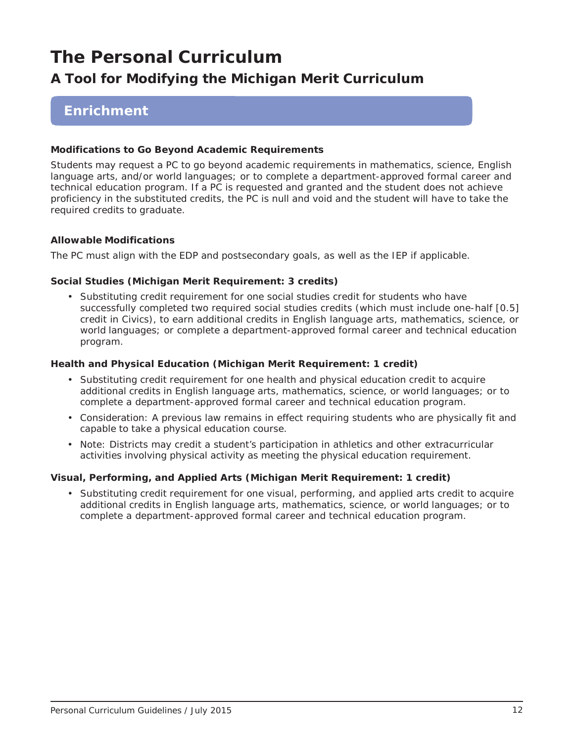# The Personal Curriculum

## A Tool for Modifying the Michigan Merit Curriculum

## Enrichment

**Modifications to Go Beyond Academic Requirements**

Students may request a PC to go beyond academic requirements in mathematics, science, English language arts, and/or world languages; or to complete a department-approved formal career and technical education program. If a PC is requested and granted and the student does not achieve proficiency in the substituted credits, the PC is null and void and the student will have to take the required credits to graduate.

**Allowable Modifications**

The PC must align with the EDP and postsecondary goals, as well as the IEP if applicable.

**Social Studies (Michigan Merit Requirement: 3 credits)**

- Substituting credit requirement for one social studies credit for students who have successfully completed two required social studies credits (which must include one-half [0.5] credit in Civics), to earn additional credits in English language arts, mathematics, science, or world languages; or complete a department-approved formal career and technical education program.

**Health and Physical Education (Michigan Merit Requirement: 1 credit)**

- Substituting credit requirement for one health and physical education credit to acquire additional credits in English language arts, mathematics, science, or world languages; or to complete a department-approved formal career and technical education program.
- Consideration: A previous law remains in effect requiring students who are physically fit and capable to take a physical education course.
- Note: Districts may credit a student's participation in athletics and other extracurricular activities involving physical activity as meeting the physical education requirement.

**Visual, Performing, and Applied Arts (Michigan Merit Requirement: 1 credit)**

- Substituting credit requirement for one visual, performing, and applied arts credit to acquire additional credits in English language arts, mathematics, science, or world languages; or to complete a department-approved formal career and technical education program.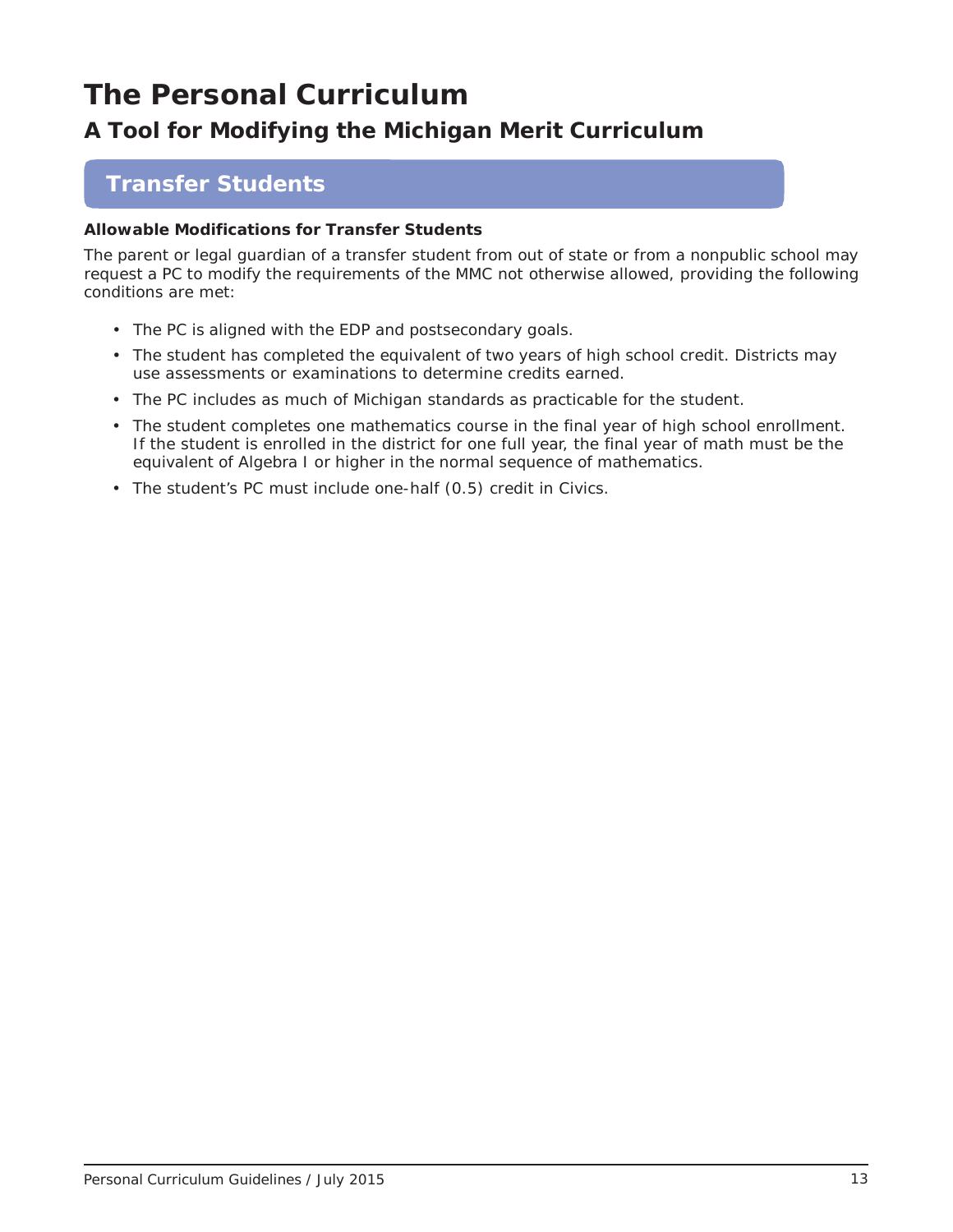# The Personal Curriculum

## A Tool for Modifying the Michigan Merit Curriculum

## Transfer Students

**Allowable Modifications for Transfer Students**

The parent or legal guardian of a transfer student from out of state or from a nonpublic school may request a PC to modify the requirements of the MMC not otherwise allowed, providing the following conditions are met:

- The PC is aligned with the EDP and postsecondary goals.
- The student has completed the equivalent of two years of high school credit. Districts may use assessments or examinations to determine credits earned.
- The PC includes as much of Michigan standards as practicable for the student.
- The student completes one mathematics course in the final year of high school enrollment. If the student is enrolled in the district for one full year, the final year of math must be the equivalent of Algebra I or higher in the normal sequence of mathematics.
- The student's PC must include one-half (0.5) credit in Civics.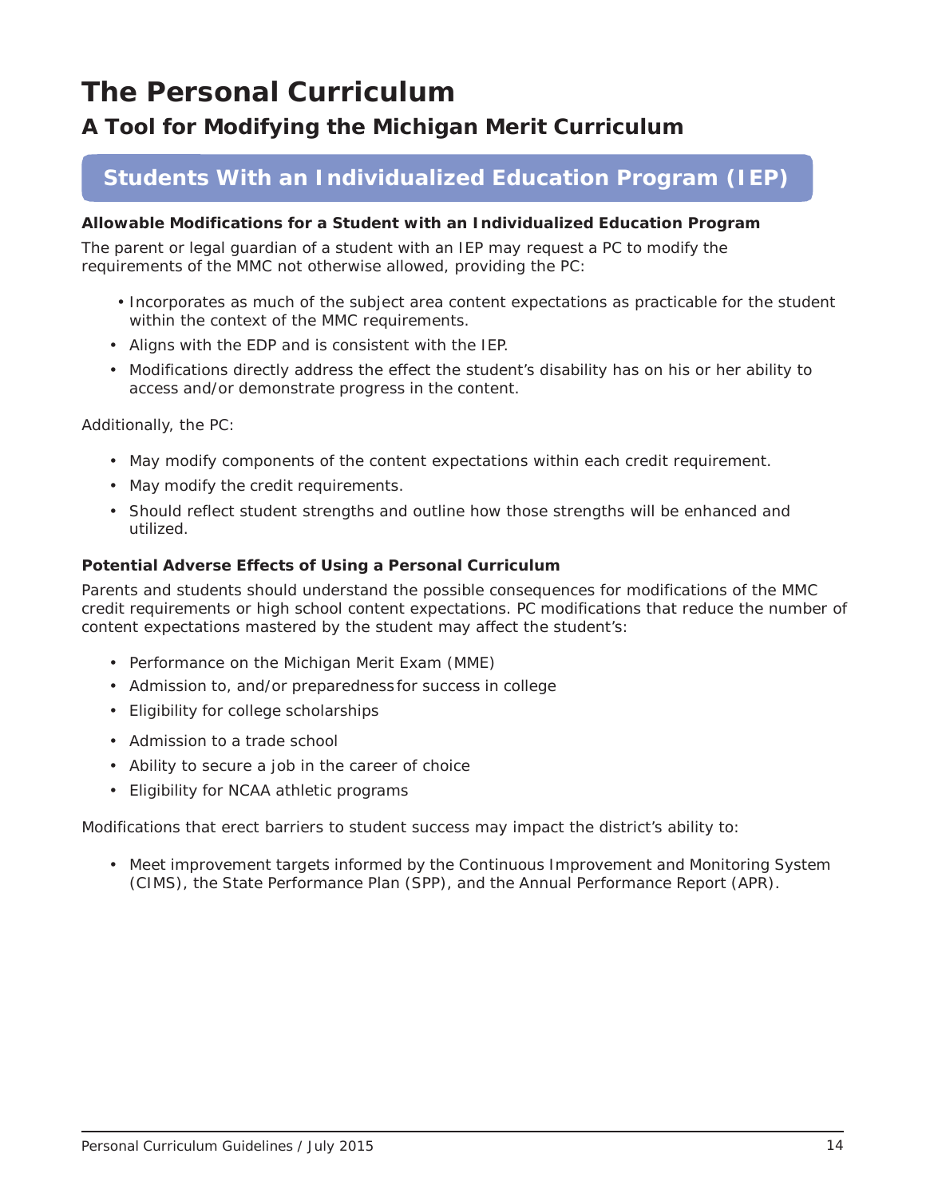# The Personal Curriculum

## A Tool for Modifying the Michigan Merit Curriculum

## Students With an Individualized Education Program (IEP)

### Allowable Modifications for a Student with an Individualized Education Program

The parent or legal guardian of a student with an IEP may request a PC to modify the requirements of the MMC not otherwise allowed, providing the PC:

- Incorporates as much of the subject area content expectations as practicable for the student within the context of the MMC requirements.
- Aligns with the EDP and is consistent with the IEP.
- Modifications directly address the effect the student's disability has on his or her ability to access and/or demonstrate progress in the content.

Additionally, the PC:

- May modify components of the content expectations within each credit requirement.
- May modify the credit requirements.
- Should reflect student strengths and outline how those strengths will be enhanced and utilized.

### Potential Adverse Effects of Using a Personal Curriculum

Parents and students should understand the possible consequences for modifications of the MMC credit requirements or high school content expectations. PC modifications that reduce the number of content expectations mastered by the student may affect the student's:

- Performance on the Michigan Merit Exam (MME)
- Admission to, and/or preparedness for success in college
- Eligibility for college scholarships
- Admission to a trade school
- Ability to secure a job in the career of choice
- Eligibility for NCAA athletic programs

Modifications that erect barriers to student success may impact the district's ability to:

- Meet improvement targets informed by the Continuous Improvement and Monitoring System (CIMS), the State Performance Plan (SPP), and the Annual Performance Report (APR).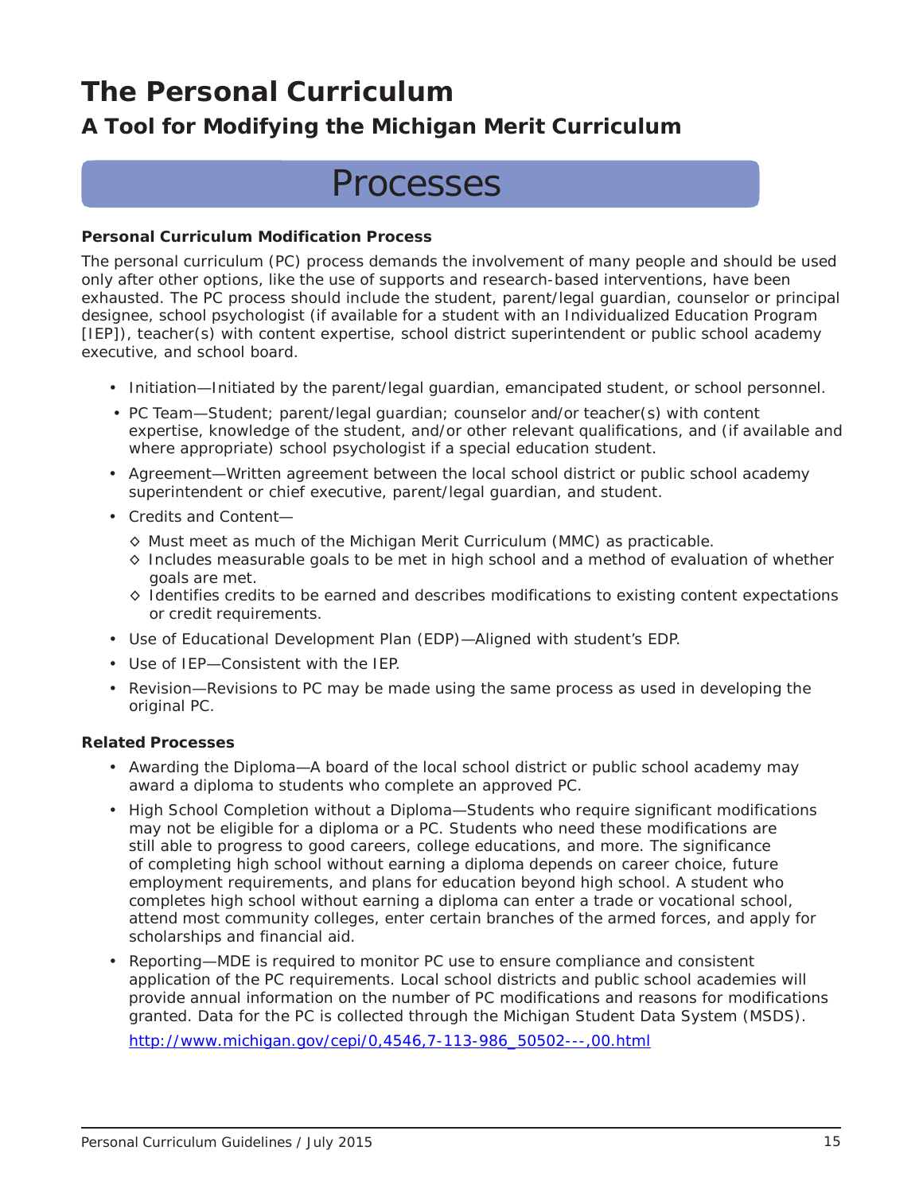# The Personal Curriculum

## A Tool for Modifying the Michigan Merit Curriculum

## Processes

### Personal Curriculum Modification Process

The personal curriculum (PC) process demands the involvement of many people and should be used only after other options, like the use of supports and research-based interventions, have been exhausted. The PC process should include the student, parent/legal guardian, counselor or principal designee, school psychologist (if available for a student with an Individualized Education Program [IEP]), teacher(s) with content expertise, school district superintendent or public school academy executive, and school board.

- Initiation—Initiated by the parent/legal guardian, emancipated student, or school personnel.
- PC Team—Student; parent/legal guardian; counselor and/or teacher(s) with content expertise, knowledge of the student, and/or other relevant qualifications, and (if available and where appropriate) school psychologist if a special education student.
- Agreement—Written agreement between the local school district or public school academy superintendent or chief executive, parent/legal guardian, and student.
- Credits and Content—
  - Must meet as much of the Michigan Merit Curriculum (MMC) as practicable.
  - Includes measurable goals to be met in high school and a method of evaluation of whether goals are met.
  - Identifies credits to be earned and describes modifications to existing content expectations or credit requirements.
- Use of Educational Development Plan (EDP)—Aligned with student's EDP.
- Use of IEP—Consistent with the IEP.
- Revision—Revisions to PC may be made using the same process as used in developing the original PC.

### Related Processes

- Awarding the Diploma—A board of the local school district or public school academy may award a diploma to students who complete an approved PC.
- High School Completion without a Diploma—Students who require significant modifications may not be eligible for a diploma or a PC. Students who need these modifications are still able to progress to good careers, college educations, and more. The significance of completing high school without earning a diploma depends on career choice, future employment requirements, and plans for education beyond high school. A student who completes high school without earning a diploma can enter a trade or vocational school, attend most community colleges, enter certain branches of the armed forces, and apply for scholarships and financial aid.
- Reporting—MDE is required to monitor PC use to ensure compliance and consistent application of the PC requirements. Local school districts and public school academies will provide annual information on the number of PC modifications and reasons for modifications granted. Data for the PC is collected through the Michigan Student Data System (MSDS).

  http://www.michigan.gov/cepi/0,4546,7-113-986_50502---,00.html